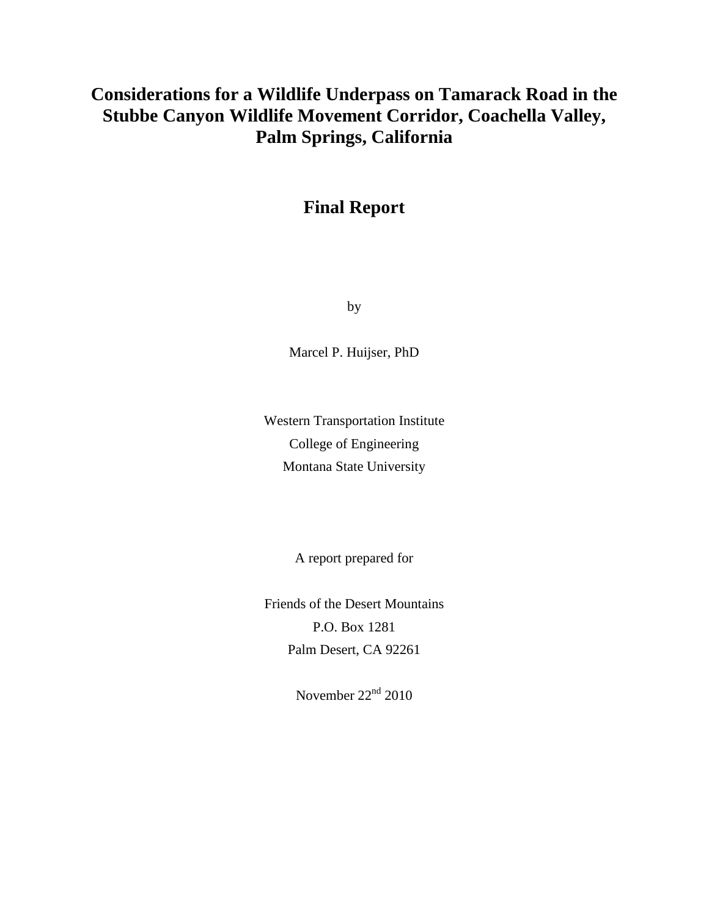# Considerations for a Wildlife Underpass on Tamarack Road in the Stubbe Canyon Wildlife Movement Corridor, Coachella Valley, Palm Springs, California

## Final Report

by

Marcel P. Huijser, PhD

Western Transportation Institute
College of Engineering
Montana State University

A report prepared for

Friends of the Desert Mountains
P.O. Box 1281
Palm Desert, CA 92261

November 22nd 2010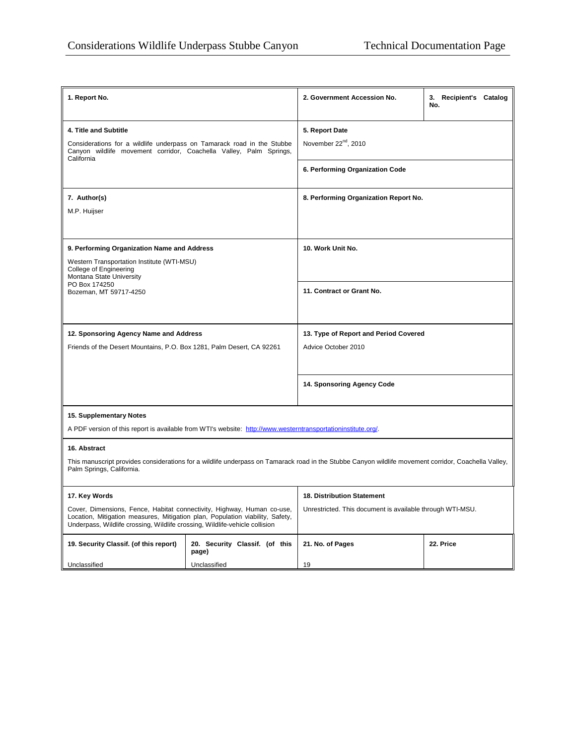| 1. Report No. | | 2. Government Accession No. | 3. Recipient's Catalog No. |
|---|---|---|---|
| **4. Title and Subtitle**<br>Considerations for a wildlife underpass on Tamarack road in the Stubbe Canyon wildlife movement corridor, Coachella Valley, Palm Springs, California | | **5. Report Date**<br>November 22[nd], 2010 | |
| | | **6. Performing Organization Code** | |
| **7. Author(s)**<br>M.P. Huijser | | **8. Performing Organization Report No.** | |
| **9. Performing Organization Name and Address**<br>Western Transportation Institute (WTI-MSU)<br>College of Engineering<br>Montana State University<br>PO Box 174250<br>Bozeman, MT 59717-4250 | | **10. Work Unit No.** | |
| | | **11. Contract or Grant No.** | |
| **12. Sponsoring Agency Name and Address**<br>Friends of the Desert Mountains, P.O. Box 1281, Palm Desert, CA 92261 | | **13. Type of Report and Period Covered**<br>Advice October 2010 | |
| | | **14. Sponsoring Agency Code** | |
| **15. Supplementary Notes**<br>A PDF version of this report is available from WTI's website: http://www.westerntransportationinstitute.org/. | | | |
| **16. Abstract**<br>This manuscript provides considerations for a wildlife underpass on Tamarack road in the Stubbe Canyon wildlife movement corridor, Coachella Valley, Palm Springs, California. | | | |
| **17. Key Words**<br>Cover, Dimensions, Fence, Habitat connectivity, Highway, Human co-use, Location, Mitigation measures, Mitigation plan, Population viability, Safety, Underpass, Wildlife crossing, Wildlife crossing, Wildlife-vehicle collision | | **18. Distribution Statement**<br>Unrestricted. This document is available through WTI-MSU. | |
| **19. Security Classif. (of this report)**<br>Unclassified | **20. Security Classif. (of this page)**<br>Unclassified | **21. No. of Pages**<br>19 | **22. Price** |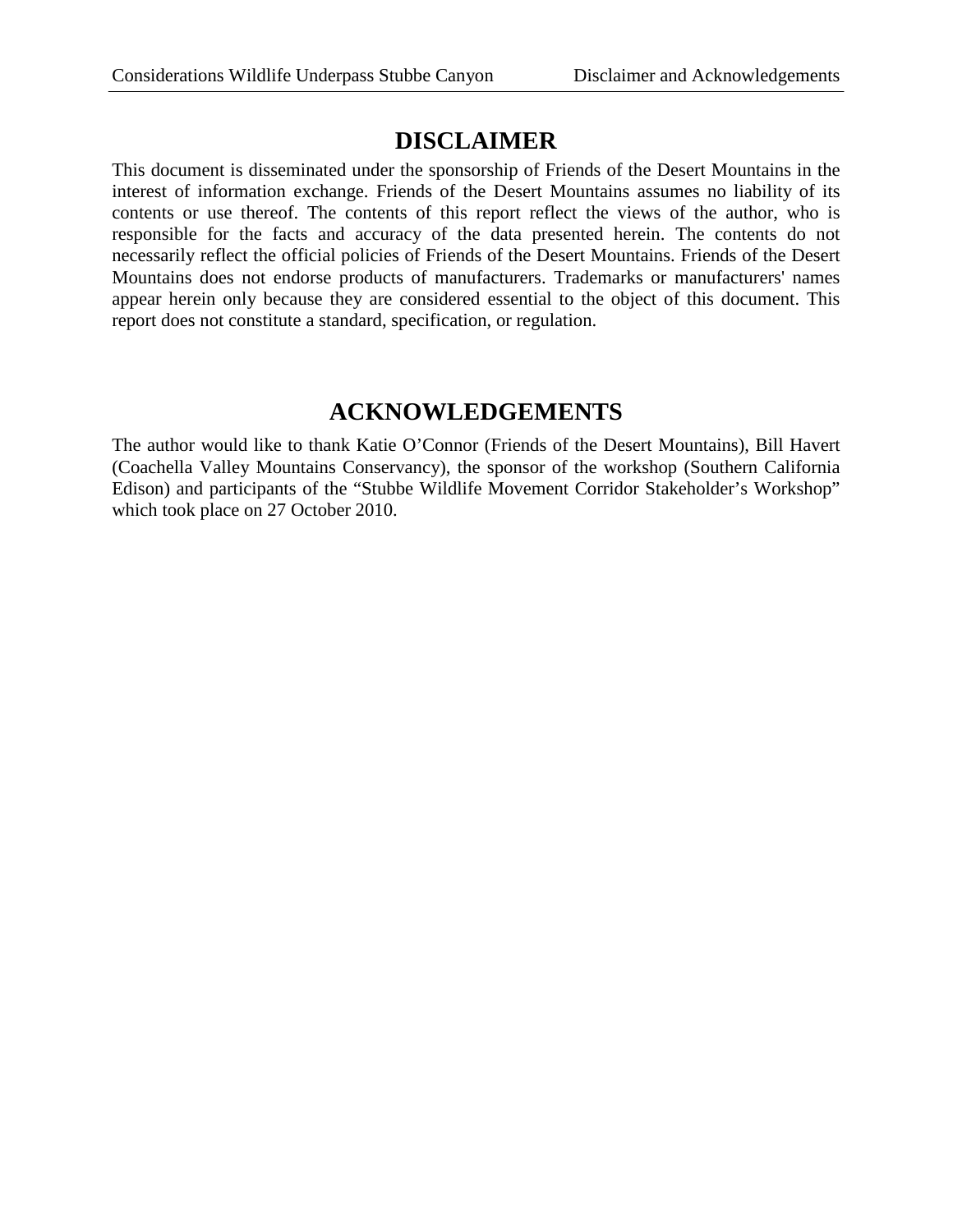# DISCLAIMER

This document is disseminated under the sponsorship of Friends of the Desert Mountains in the interest of information exchange. Friends of the Desert Mountains assumes no liability of its contents or use thereof. The contents of this report reflect the views of the author, who is responsible for the facts and accuracy of the data presented herein. The contents do not necessarily reflect the official policies of Friends of the Desert Mountains. Friends of the Desert Mountains does not endorse products of manufacturers. Trademarks or manufacturers' names appear herein only because they are considered essential to the object of this document. This report does not constitute a standard, specification, or regulation.

# ACKNOWLEDGEMENTS

The author would like to thank Katie O'Connor (Friends of the Desert Mountains), Bill Havert (Coachella Valley Mountains Conservancy), the sponsor of the workshop (Southern California Edison) and participants of the "Stubbe Wildlife Movement Corridor Stakeholder's Workshop" which took place on 27 October 2010.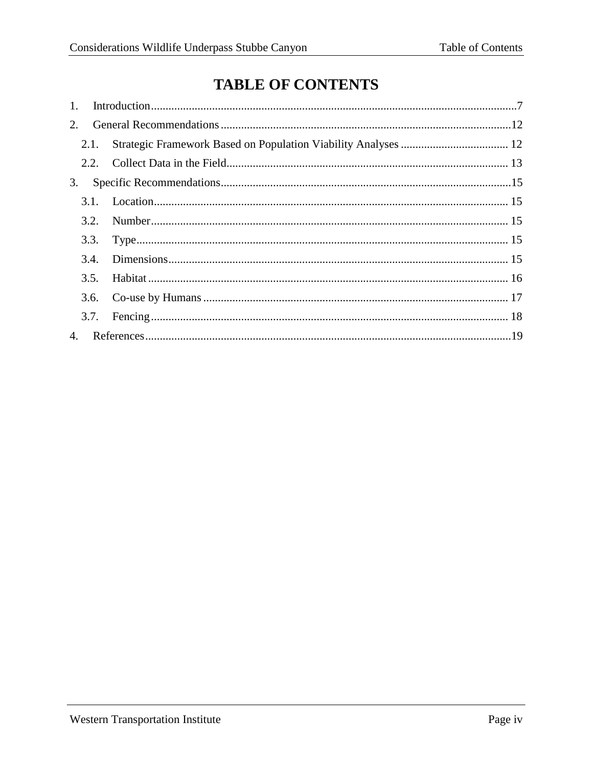# TABLE OF CONTENTS

1. Introduction .......... 7
2. General Recommendations .......... 12
   - 2.1. Strategic Framework Based on Population Viability Analyses .......... 12
   - 2.2. Collect Data in the Field .......... 13
3. Specific Recommendations .......... 15
   - 3.1. Location .......... 15
   - 3.2. Number .......... 15
   - 3.3. Type .......... 15
   - 3.4. Dimensions .......... 15
   - 3.5. Habitat .......... 16
   - 3.6. Co-use by Humans .......... 17
   - 3.7. Fencing .......... 18
4. References .......... 19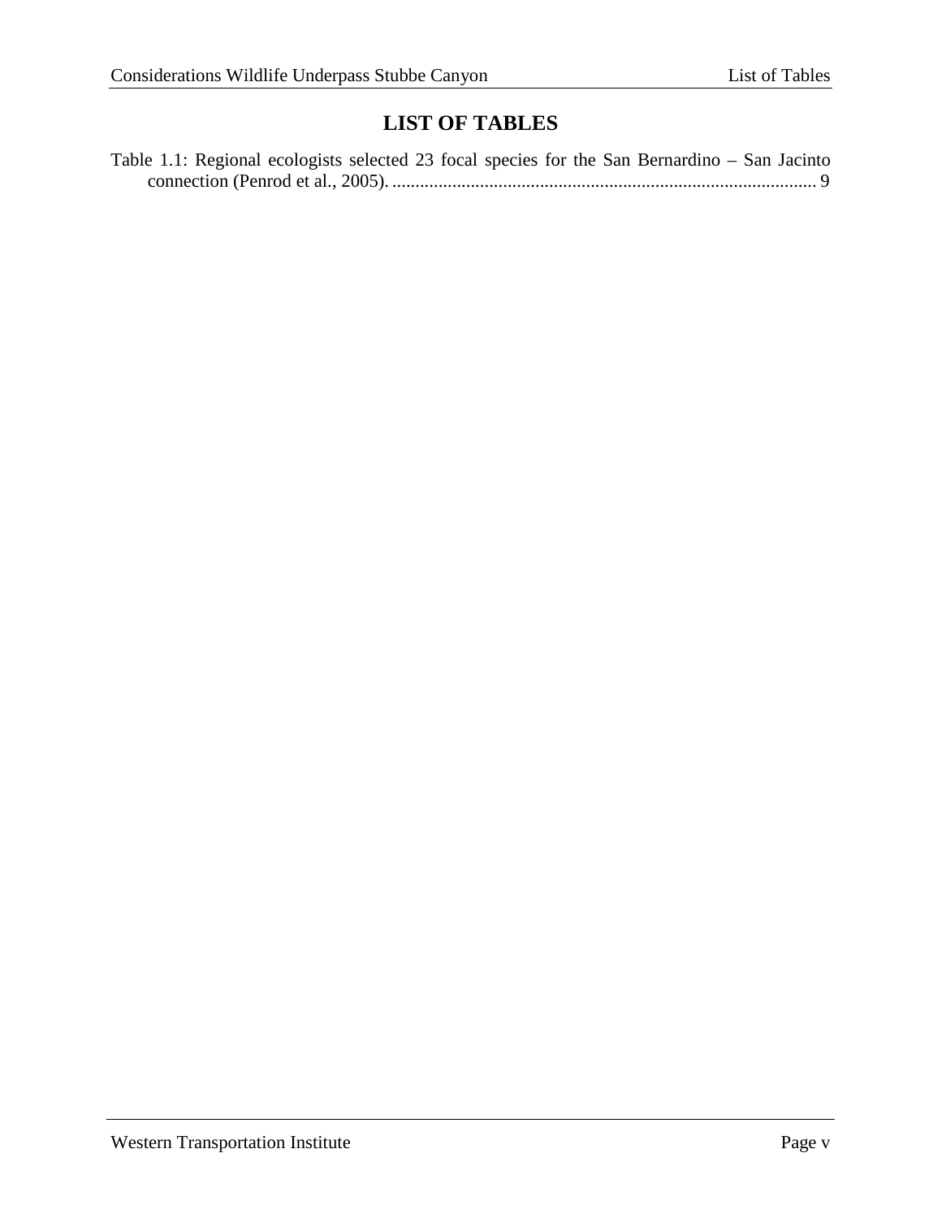# LIST OF TABLES

Table 1.1: Regional ecologists selected 23 focal species for the San Bernardino – San Jacinto connection (Penrod et al., 2005). ........................................................................................... 9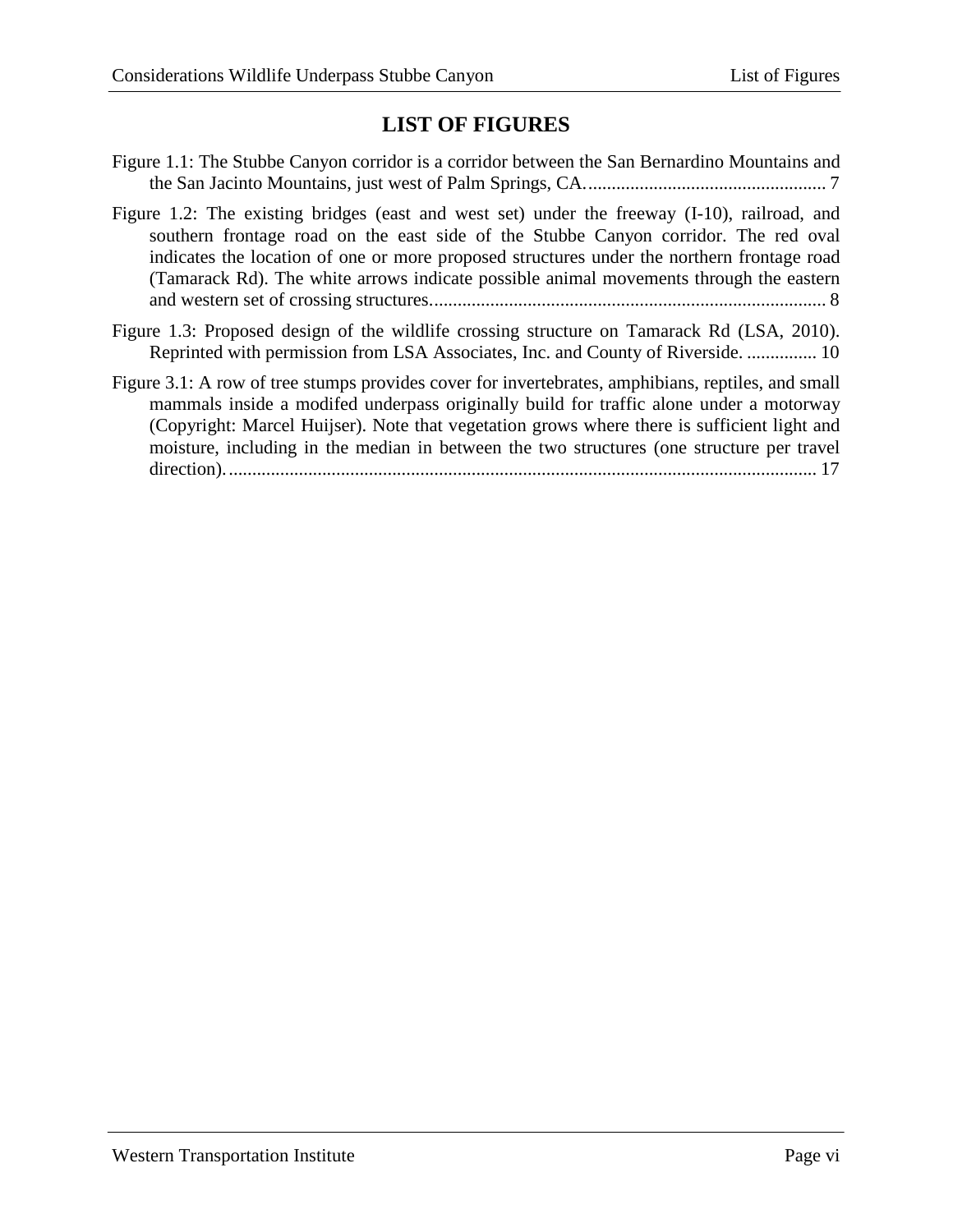# LIST OF FIGURES

Figure 1.1: The Stubbe Canyon corridor is a corridor between the San Bernardino Mountains and the San Jacinto Mountains, just west of Palm Springs, CA. .................................................. 7

Figure 1.2: The existing bridges (east and west set) under the freeway (I-10), railroad, and southern frontage road on the east side of the Stubbe Canyon corridor. The red oval indicates the location of one or more proposed structures under the northern frontage road (Tamarack Rd). The white arrows indicate possible animal movements through the eastern and western set of crossing structures. .................................................................................... 8

Figure 1.3: Proposed design of the wildlife crossing structure on Tamarack Rd (LSA, 2010). Reprinted with permission from LSA Associates, Inc. and County of Riverside. ............... 10

Figure 3.1: A row of tree stumps provides cover for invertebrates, amphibians, reptiles, and small mammals inside a modifed underpass originally build for traffic alone under a motorway (Copyright: Marcel Huijser). Note that vegetation grows where there is sufficient light and moisture, including in the median in between the two structures (one structure per travel direction). ............................................................................................................................ 17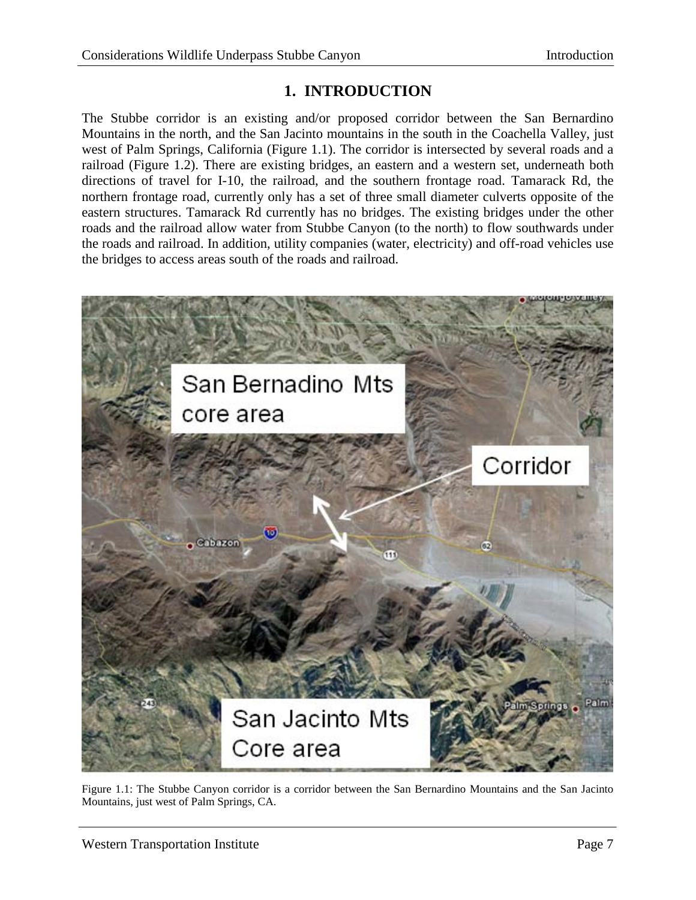# 1. INTRODUCTION

The Stubbe corridor is an existing and/or proposed corridor between the San Bernardino Mountains in the north, and the San Jacinto mountains in the south in the Coachella Valley, just west of Palm Springs, California (Figure 1.1). The corridor is intersected by several roads and a railroad (Figure 1.2). There are existing bridges, an eastern and a western set, underneath both directions of travel for I-10, the railroad, and the southern frontage road. Tamarack Rd, the northern frontage road, currently only has a set of three small diameter culverts opposite of the eastern structures. Tamarack Rd currently has no bridges. The existing bridges under the other roads and the railroad allow water from Stubbe Canyon (to the north) to flow southwards under the roads and railroad. In addition, utility companies (water, electricity) and off-road vehicles use the bridges to access areas south of the roads and railroad.

Figure 1.1: The Stubbe Canyon corridor is a corridor between the San Bernardino Mountains and the San Jacinto Mountains, just west of Palm Springs, CA.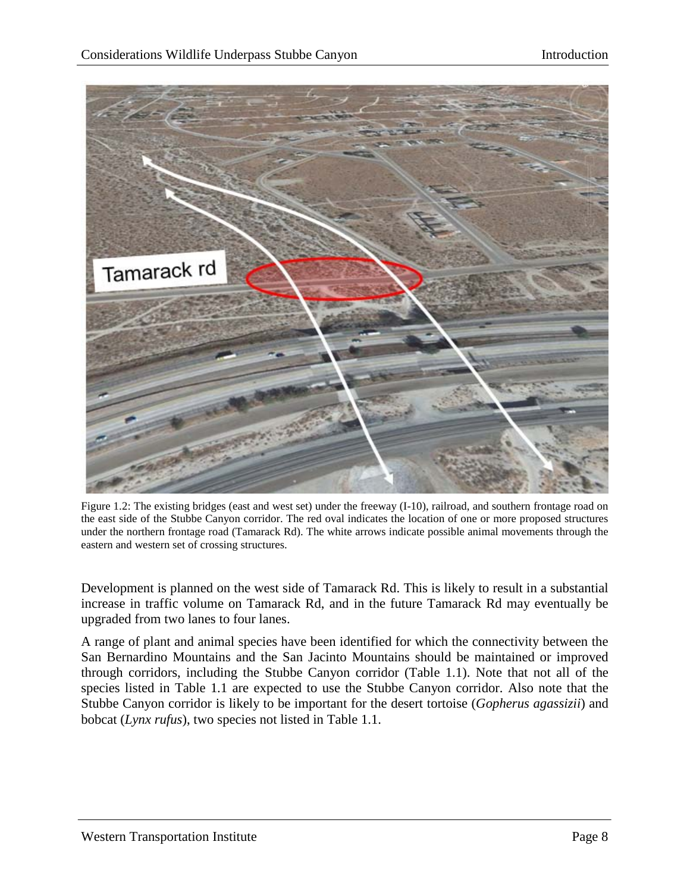Figure 1.2: The existing bridges (east and west set) under the freeway (I-10), railroad, and southern frontage road on the east side of the Stubbe Canyon corridor. The red oval indicates the location of one or more proposed structures under the northern frontage road (Tamarack Rd). The white arrows indicate possible animal movements through the eastern and western set of crossing structures.

Development is planned on the west side of Tamarack Rd. This is likely to result in a substantial increase in traffic volume on Tamarack Rd, and in the future Tamarack Rd may eventually be upgraded from two lanes to four lanes.

A range of plant and animal species have been identified for which the connectivity between the San Bernardino Mountains and the San Jacinto Mountains should be maintained or improved through corridors, including the Stubbe Canyon corridor (Table 1.1). Note that not all of the species listed in Table 1.1 are expected to use the Stubbe Canyon corridor. Also note that the Stubbe Canyon corridor is likely to be important for the desert tortoise (*Gopherus agassizii*) and bobcat (*Lynx rufus*), two species not listed in Table 1.1.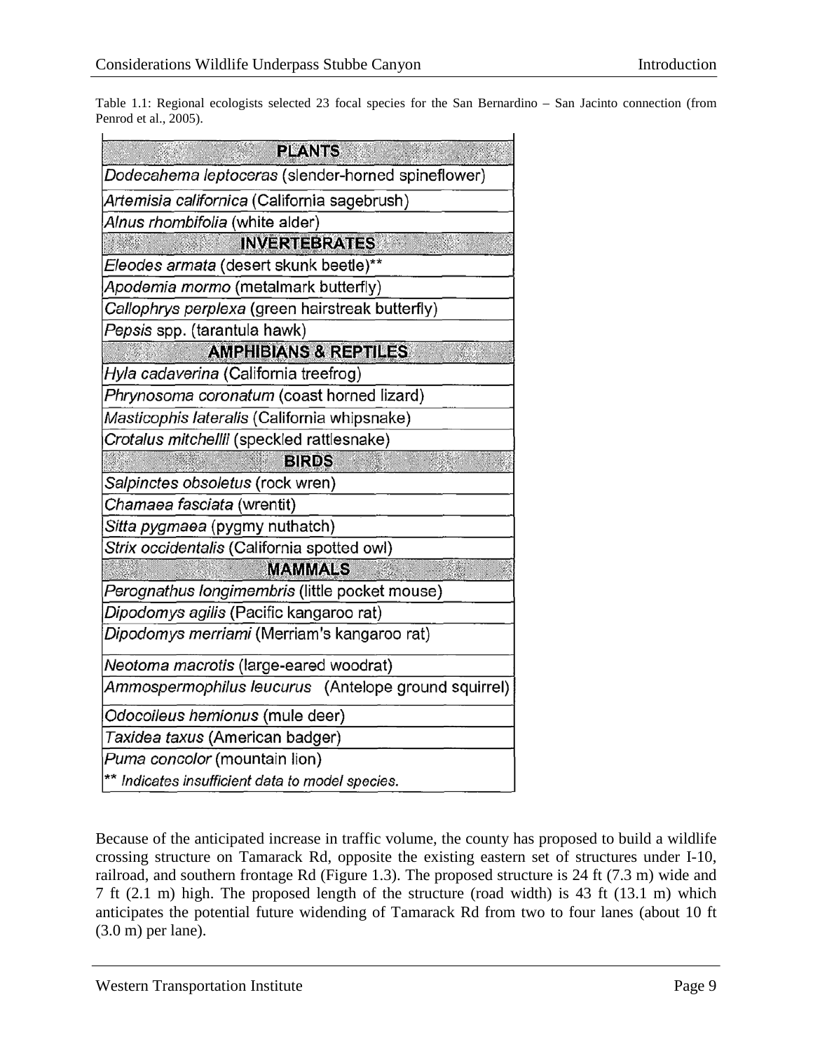Table 1.1: Regional ecologists selected 23 focal species for the San Bernardino – San Jacinto connection (from Penrod et al., 2005).

| **PLANTS** |
|---|
| *Dodecahema leptoceras* (slender-horned spineflower) |
| *Artemisia californica* (California sagebrush) |
| *Alnus rhombifolia* (white alder) |
| **INVERTEBRATES** |
| *Eleodes armata* (desert skunk beetle)** |
| *Apodemia mormo* (metalmark butterfly) |
| *Callophrys perplexa* (green hairstreak butterfly) |
| *Pepsis* spp. (tarantula hawk) |
| **AMPHIBIANS & REPTILES** |
| *Hyla cadaverina* (California treefrog) |
| *Phrynosoma coronatum* (coast horned lizard) |
| *Masticophis lateralis* (California whipsnake) |
| *Crotalus mitchellii* (speckled rattlesnake) |
| **BIRDS** |
| *Salpinctes obsoletus* (rock wren) |
| *Chamaea fasciata* (wrentit) |
| *Sitta pygmaea* (pygmy nuthatch) |
| *Strix occidentalis* (California spotted owl) |
| **MAMMALS** |
| *Perognathus longimembris* (little pocket mouse) |
| *Dipodomys agilis* (Pacific kangaroo rat) |
| *Dipodomys merriami* (Merriam's kangaroo rat) |
| *Neotoma macrotis* (large-eared woodrat) |
| *Ammospermophilus leucurus* (Antelope ground squirrel) |
| *Odocoileus hemionus* (mule deer) |
| *Taxidea taxus* (American badger) |
| *Puma concolor* (mountain lion) |
| ** *Indicates insufficient data to model species.* |

Because of the anticipated increase in traffic volume, the county has proposed to build a wildlife crossing structure on Tamarack Rd, opposite the existing eastern set of structures under I-10, railroad, and southern frontage Rd (Figure 1.3). The proposed structure is 24 ft (7.3 m) wide and 7 ft (2.1 m) high. The proposed length of the structure (road width) is 43 ft (13.1 m) which anticipates the potential future widending of Tamarack Rd from two to four lanes (about 10 ft (3.0 m) per lane).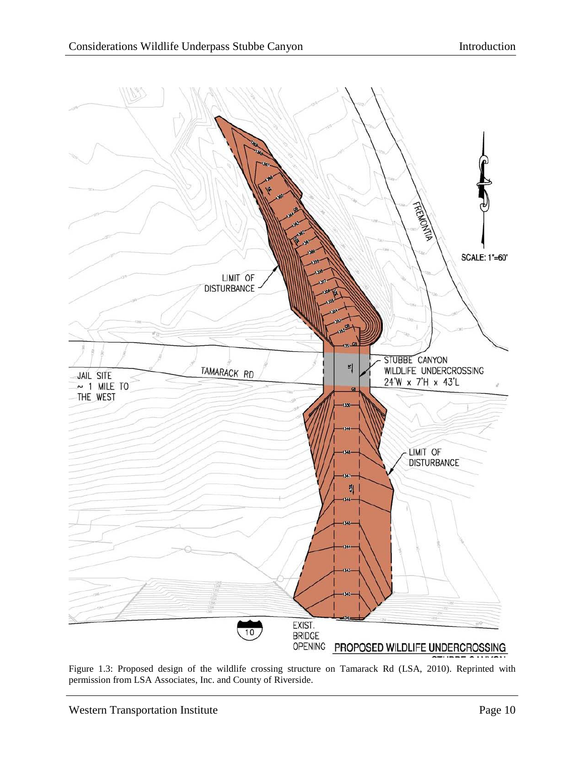Figure 1.3: Proposed design of the wildlife crossing structure on Tamarack Rd (LSA, 2010). Reprinted with permission from LSA Associates, Inc. and County of Riverside.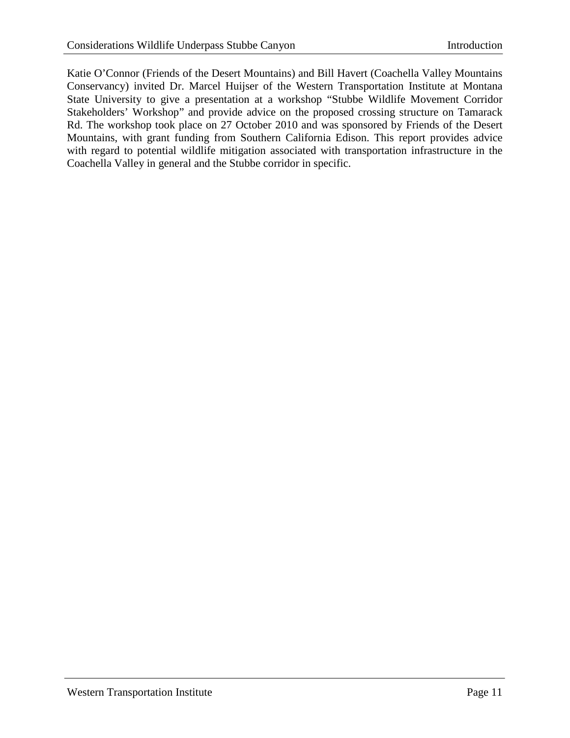Katie O'Connor (Friends of the Desert Mountains) and Bill Havert (Coachella Valley Mountains Conservancy) invited Dr. Marcel Huijser of the Western Transportation Institute at Montana State University to give a presentation at a workshop "Stubbe Wildlife Movement Corridor Stakeholders' Workshop" and provide advice on the proposed crossing structure on Tamarack Rd. The workshop took place on 27 October 2010 and was sponsored by Friends of the Desert Mountains, with grant funding from Southern California Edison. This report provides advice with regard to potential wildlife mitigation associated with transportation infrastructure in the Coachella Valley in general and the Stubbe corridor in specific.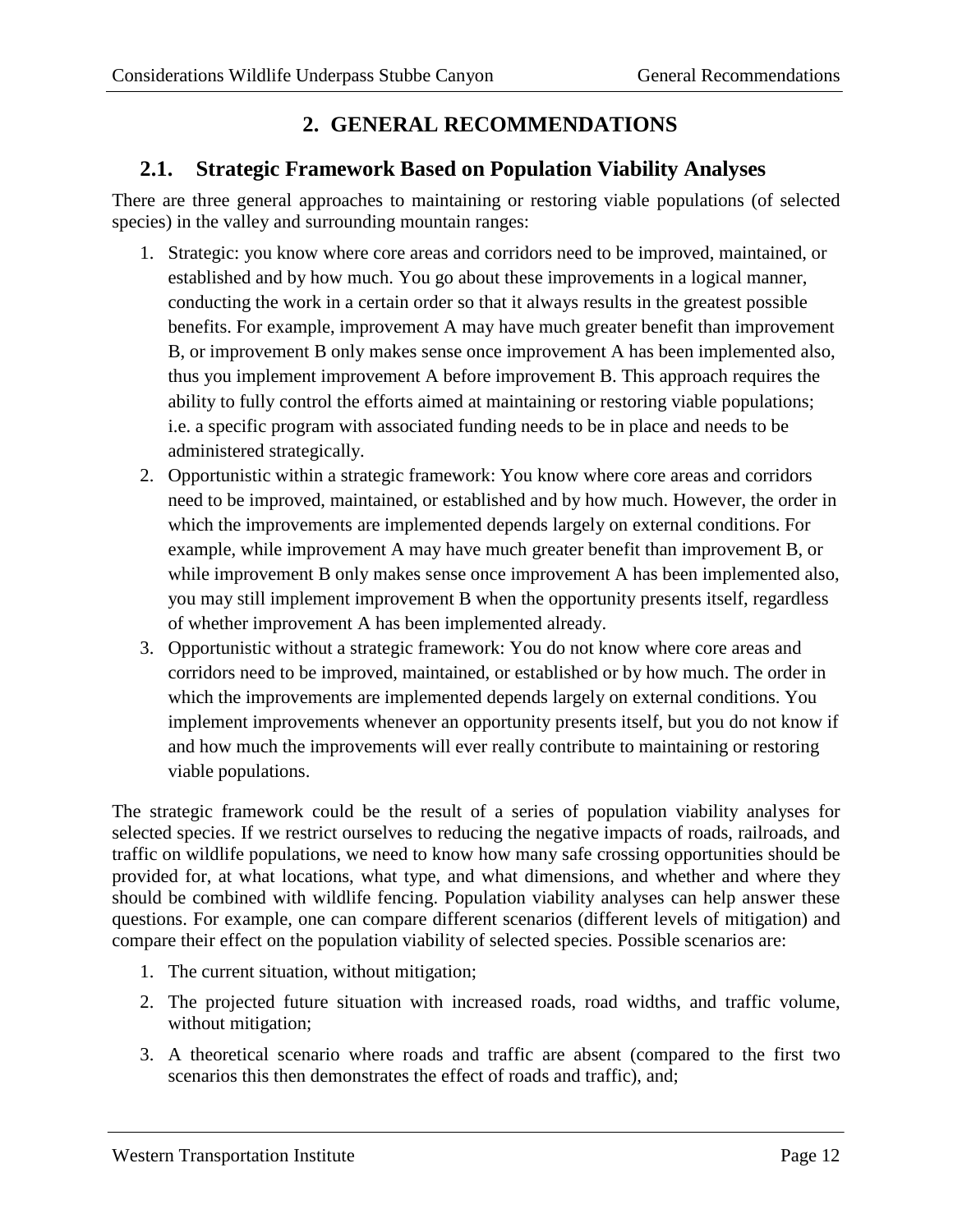# 2. GENERAL RECOMMENDATIONS

## 2.1. Strategic Framework Based on Population Viability Analyses

There are three general approaches to maintaining or restoring viable populations (of selected species) in the valley and surrounding mountain ranges:

1. Strategic: you know where core areas and corridors need to be improved, maintained, or established and by how much. You go about these improvements in a logical manner, conducting the work in a certain order so that it always results in the greatest possible benefits. For example, improvement A may have much greater benefit than improvement B, or improvement B only makes sense once improvement A has been implemented also, thus you implement improvement A before improvement B. This approach requires the ability to fully control the efforts aimed at maintaining or restoring viable populations; i.e. a specific program with associated funding needs to be in place and needs to be administered strategically.
2. Opportunistic within a strategic framework: You know where core areas and corridors need to be improved, maintained, or established and by how much. However, the order in which the improvements are implemented depends largely on external conditions. For example, while improvement A may have much greater benefit than improvement B, or while improvement B only makes sense once improvement A has been implemented also, you may still implement improvement B when the opportunity presents itself, regardless of whether improvement A has been implemented already.
3. Opportunistic without a strategic framework: You do not know where core areas and corridors need to be improved, maintained, or established or by how much. The order in which the improvements are implemented depends largely on external conditions. You implement improvements whenever an opportunity presents itself, but you do not know if and how much the improvements will ever really contribute to maintaining or restoring viable populations.

The strategic framework could be the result of a series of population viability analyses for selected species. If we restrict ourselves to reducing the negative impacts of roads, railroads, and traffic on wildlife populations, we need to know how many safe crossing opportunities should be provided for, at what locations, what type, and what dimensions, and whether and where they should be combined with wildlife fencing. Population viability analyses can help answer these questions. For example, one can compare different scenarios (different levels of mitigation) and compare their effect on the population viability of selected species. Possible scenarios are:

1. The current situation, without mitigation;
2. The projected future situation with increased roads, road widths, and traffic volume, without mitigation;
3. A theoretical scenario where roads and traffic are absent (compared to the first two scenarios this then demonstrates the effect of roads and traffic), and;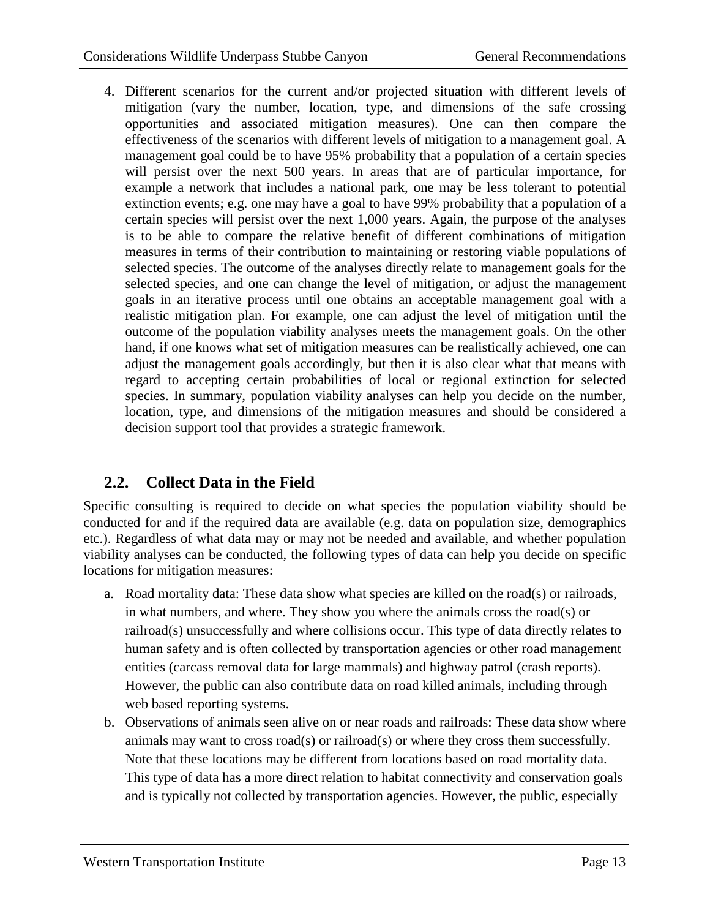4. Different scenarios for the current and/or projected situation with different levels of mitigation (vary the number, location, type, and dimensions of the safe crossing opportunities and associated mitigation measures). One can then compare the effectiveness of the scenarios with different levels of mitigation to a management goal. A management goal could be to have 95% probability that a population of a certain species will persist over the next 500 years. In areas that are of particular importance, for example a network that includes a national park, one may be less tolerant to potential extinction events; e.g. one may have a goal to have 99% probability that a population of a certain species will persist over the next 1,000 years. Again, the purpose of the analyses is to be able to compare the relative benefit of different combinations of mitigation measures in terms of their contribution to maintaining or restoring viable populations of selected species. The outcome of the analyses directly relate to management goals for the selected species, and one can change the level of mitigation, or adjust the management goals in an iterative process until one obtains an acceptable management goal with a realistic mitigation plan. For example, one can adjust the level of mitigation until the outcome of the population viability analyses meets the management goals. On the other hand, if one knows what set of mitigation measures can be realistically achieved, one can adjust the management goals accordingly, but then it is also clear what that means with regard to accepting certain probabilities of local or regional extinction for selected species. In summary, population viability analyses can help you decide on the number, location, type, and dimensions of the mitigation measures and should be considered a decision support tool that provides a strategic framework.

## 2.2. Collect Data in the Field

Specific consulting is required to decide on what species the population viability should be conducted for and if the required data are available (e.g. data on population size, demographics etc.). Regardless of what data may or may not be needed and available, and whether population viability analyses can be conducted, the following types of data can help you decide on specific locations for mitigation measures:

a. Road mortality data: These data show what species are killed on the road(s) or railroads, in what numbers, and where. They show you where the animals cross the road(s) or railroad(s) unsuccessfully and where collisions occur. This type of data directly relates to human safety and is often collected by transportation agencies or other road management entities (carcass removal data for large mammals) and highway patrol (crash reports). However, the public can also contribute data on road killed animals, including through web based reporting systems.

b. Observations of animals seen alive on or near roads and railroads: These data show where animals may want to cross road(s) or railroad(s) or where they cross them successfully. Note that these locations may be different from locations based on road mortality data. This type of data has a more direct relation to habitat connectivity and conservation goals and is typically not collected by transportation agencies. However, the public, especially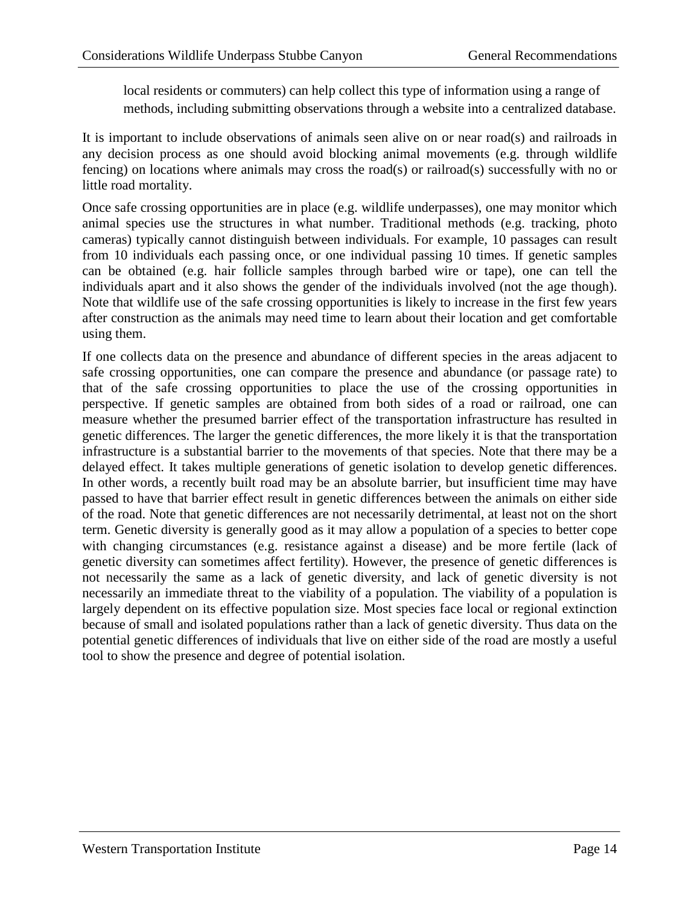local residents or commuters) can help collect this type of information using a range of methods, including submitting observations through a website into a centralized database.

It is important to include observations of animals seen alive on or near road(s) and railroads in any decision process as one should avoid blocking animal movements (e.g. through wildlife fencing) on locations where animals may cross the road(s) or railroad(s) successfully with no or little road mortality.

Once safe crossing opportunities are in place (e.g. wildlife underpasses), one may monitor which animal species use the structures in what number. Traditional methods (e.g. tracking, photo cameras) typically cannot distinguish between individuals. For example, 10 passages can result from 10 individuals each passing once, or one individual passing 10 times. If genetic samples can be obtained (e.g. hair follicle samples through barbed wire or tape), one can tell the individuals apart and it also shows the gender of the individuals involved (not the age though). Note that wildlife use of the safe crossing opportunities is likely to increase in the first few years after construction as the animals may need time to learn about their location and get comfortable using them.

If one collects data on the presence and abundance of different species in the areas adjacent to safe crossing opportunities, one can compare the presence and abundance (or passage rate) to that of the safe crossing opportunities to place the use of the crossing opportunities in perspective. If genetic samples are obtained from both sides of a road or railroad, one can measure whether the presumed barrier effect of the transportation infrastructure has resulted in genetic differences. The larger the genetic differences, the more likely it is that the transportation infrastructure is a substantial barrier to the movements of that species. Note that there may be a delayed effect. It takes multiple generations of genetic isolation to develop genetic differences. In other words, a recently built road may be an absolute barrier, but insufficient time may have passed to have that barrier effect result in genetic differences between the animals on either side of the road. Note that genetic differences are not necessarily detrimental, at least not on the short term. Genetic diversity is generally good as it may allow a population of a species to better cope with changing circumstances (e.g. resistance against a disease) and be more fertile (lack of genetic diversity can sometimes affect fertility). However, the presence of genetic differences is not necessarily the same as a lack of genetic diversity, and lack of genetic diversity is not necessarily an immediate threat to the viability of a population. The viability of a population is largely dependent on its effective population size. Most species face local or regional extinction because of small and isolated populations rather than a lack of genetic diversity. Thus data on the potential genetic differences of individuals that live on either side of the road are mostly a useful tool to show the presence and degree of potential isolation.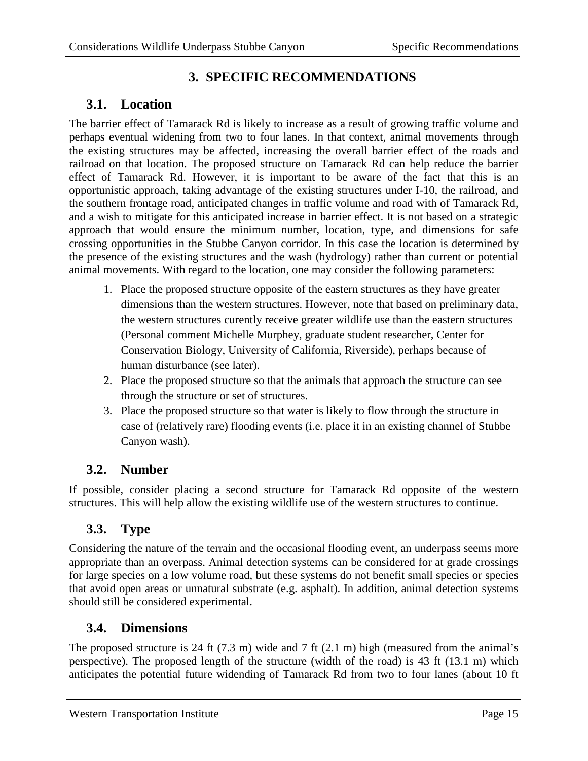# 3. SPECIFIC RECOMMENDATIONS

## 3.1. Location

The barrier effect of Tamarack Rd is likely to increase as a result of growing traffic volume and perhaps eventual widening from two to four lanes. In that context, animal movements through the existing structures may be affected, increasing the overall barrier effect of the roads and railroad on that location. The proposed structure on Tamarack Rd can help reduce the barrier effect of Tamarack Rd. However, it is important to be aware of the fact that this is an opportunistic approach, taking advantage of the existing structures under I-10, the railroad, and the southern frontage road, anticipated changes in traffic volume and road with of Tamarack Rd, and a wish to mitigate for this anticipated increase in barrier effect. It is not based on a strategic approach that would ensure the minimum number, location, type, and dimensions for safe crossing opportunities in the Stubbe Canyon corridor. In this case the location is determined by the presence of the existing structures and the wash (hydrology) rather than current or potential animal movements. With regard to the location, one may consider the following parameters:

1. Place the proposed structure opposite of the eastern structures as they have greater dimensions than the western structures. However, note that based on preliminary data, the western structures curently receive greater wildlife use than the eastern structures (Personal comment Michelle Murphey, graduate student researcher, Center for Conservation Biology, University of California, Riverside), perhaps because of human disturbance (see later).
2. Place the proposed structure so that the animals that approach the structure can see through the structure or set of structures.
3. Place the proposed structure so that water is likely to flow through the structure in case of (relatively rare) flooding events (i.e. place it in an existing channel of Stubbe Canyon wash).

## 3.2. Number

If possible, consider placing a second structure for Tamarack Rd opposite of the western structures. This will help allow the existing wildlife use of the western structures to continue.

## 3.3. Type

Considering the nature of the terrain and the occasional flooding event, an underpass seems more appropriate than an overpass. Animal detection systems can be considered for at grade crossings for large species on a low volume road, but these systems do not benefit small species or species that avoid open areas or unnatural substrate (e.g. asphalt). In addition, animal detection systems should still be considered experimental.

## 3.4. Dimensions

The proposed structure is 24 ft (7.3 m) wide and 7 ft (2.1 m) high (measured from the animal's perspective). The proposed length of the structure (width of the road) is 43 ft (13.1 m) which anticipates the potential future widending of Tamarack Rd from two to four lanes (about 10 ft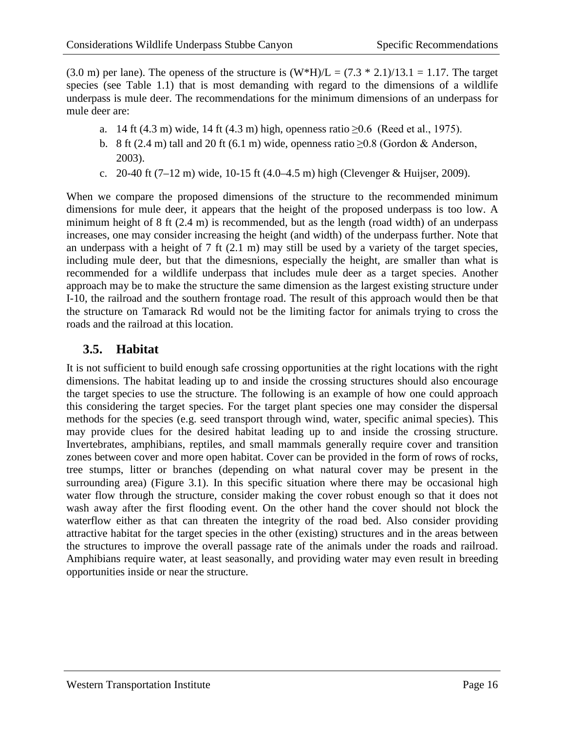(3.0 m) per lane). The openess of the structure is $(W*H)/L = (7.3 * 2.1)/13.1 = 1.17$. The target species (see Table 1.1) that is most demanding with regard to the dimensions of a wildlife underpass is mule deer. The recommendations for the minimum dimensions of an underpass for mule deer are:

a. 14 ft (4.3 m) wide, 14 ft (4.3 m) high, openness ratio $\geq 0.6$ (Reed et al., 1975).
b. 8 ft (2.4 m) tall and 20 ft (6.1 m) wide, openness ratio $\geq 0.8$ (Gordon & Anderson, 2003).
c. 20-40 ft (7–12 m) wide, 10-15 ft (4.0–4.5 m) high (Clevenger & Huijser, 2009).

When we compare the proposed dimensions of the structure to the recommended minimum dimensions for mule deer, it appears that the height of the proposed underpass is too low. A minimum height of 8 ft (2.4 m) is recommended, but as the length (road width) of an underpass increases, one may consider increasing the height (and width) of the underpass further. Note that an underpass with a height of 7 ft (2.1 m) may still be used by a variety of the target species, including mule deer, but that the dimesnions, especially the height, are smaller than what is recommended for a wildlife underpass that includes mule deer as a target species. Another approach may be to make the structure the same dimension as the largest existing structure under I-10, the railroad and the southern frontage road. The result of this approach would then be that the structure on Tamarack Rd would not be the limiting factor for animals trying to cross the roads and the railroad at this location.

## 3.5. Habitat

It is not sufficient to build enough safe crossing opportunities at the right locations with the right dimensions. The habitat leading up to and inside the crossing structures should also encourage the target species to use the structure. The following is an example of how one could approach this considering the target species. For the target plant species one may consider the dispersal methods for the species (e.g. seed transport through wind, water, specific animal species). This may provide clues for the desired habitat leading up to and inside the crossing structure. Invertebrates, amphibians, reptiles, and small mammals generally require cover and transition zones between cover and more open habitat. Cover can be provided in the form of rows of rocks, tree stumps, litter or branches (depending on what natural cover may be present in the surrounding area) (Figure 3.1). In this specific situation where there may be occasional high water flow through the structure, consider making the cover robust enough so that it does not wash away after the first flooding event. On the other hand the cover should not block the waterflow either as that can threaten the integrity of the road bed. Also consider providing attractive habitat for the target species in the other (existing) structures and in the areas between the structures to improve the overall passage rate of the animals under the roads and railroad. Amphibians require water, at least seasonally, and providing water may even result in breeding opportunities inside or near the structure.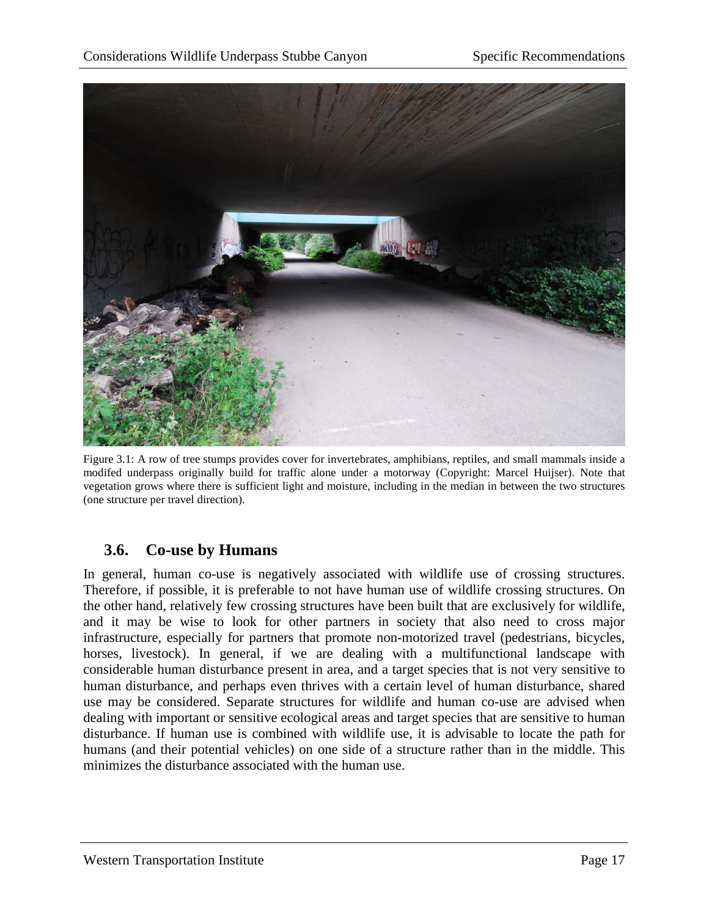Figure 3.1: A row of tree stumps provides cover for invertebrates, amphibians, reptiles, and small mammals inside a modifed underpass originally build for traffic alone under a motorway (Copyright: Marcel Huijser). Note that vegetation grows where there is sufficient light and moisture, including in the median in between the two structures (one structure per travel direction).

## 3.6. Co-use by Humans

In general, human co-use is negatively associated with wildlife use of crossing structures. Therefore, if possible, it is preferable to not have human use of wildlife crossing structures. On the other hand, relatively few crossing structures have been built that are exclusively for wildlife, and it may be wise to look for other partners in society that also need to cross major infrastructure, especially for partners that promote non-motorized travel (pedestrians, bicycles, horses, livestock). In general, if we are dealing with a multifunctional landscape with considerable human disturbance present in area, and a target species that is not very sensitive to human disturbance, and perhaps even thrives with a certain level of human disturbance, shared use may be considered. Separate structures for wildlife and human co-use are advised when dealing with important or sensitive ecological areas and target species that are sensitive to human disturbance. If human use is combined with wildlife use, it is advisable to locate the path for humans (and their potential vehicles) on one side of a structure rather than in the middle. This minimizes the disturbance associated with the human use.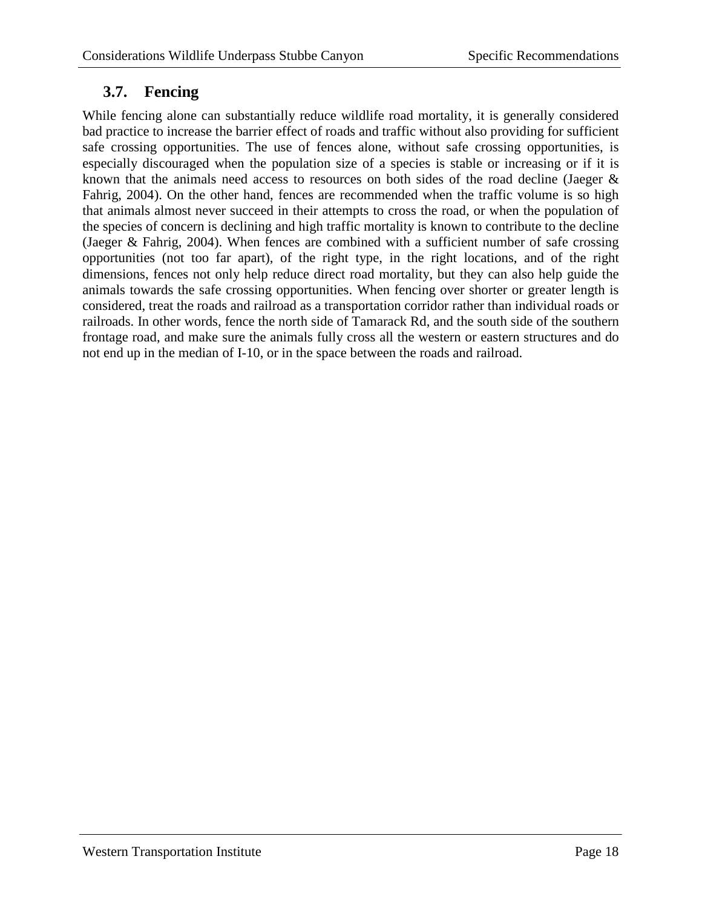## 3.7. Fencing

While fencing alone can substantially reduce wildlife road mortality, it is generally considered bad practice to increase the barrier effect of roads and traffic without also providing for sufficient safe crossing opportunities. The use of fences alone, without safe crossing opportunities, is especially discouraged when the population size of a species is stable or increasing or if it is known that the animals need access to resources on both sides of the road decline (Jaeger & Fahrig, 2004). On the other hand, fences are recommended when the traffic volume is so high that animals almost never succeed in their attempts to cross the road, or when the population of the species of concern is declining and high traffic mortality is known to contribute to the decline (Jaeger & Fahrig, 2004). When fences are combined with a sufficient number of safe crossing opportunities (not too far apart), of the right type, in the right locations, and of the right dimensions, fences not only help reduce direct road mortality, but they can also help guide the animals towards the safe crossing opportunities. When fencing over shorter or greater length is considered, treat the roads and railroad as a transportation corridor rather than individual roads or railroads. In other words, fence the north side of Tamarack Rd, and the south side of the southern frontage road, and make sure the animals fully cross all the western or eastern structures and do not end up in the median of I-10, or in the space between the roads and railroad.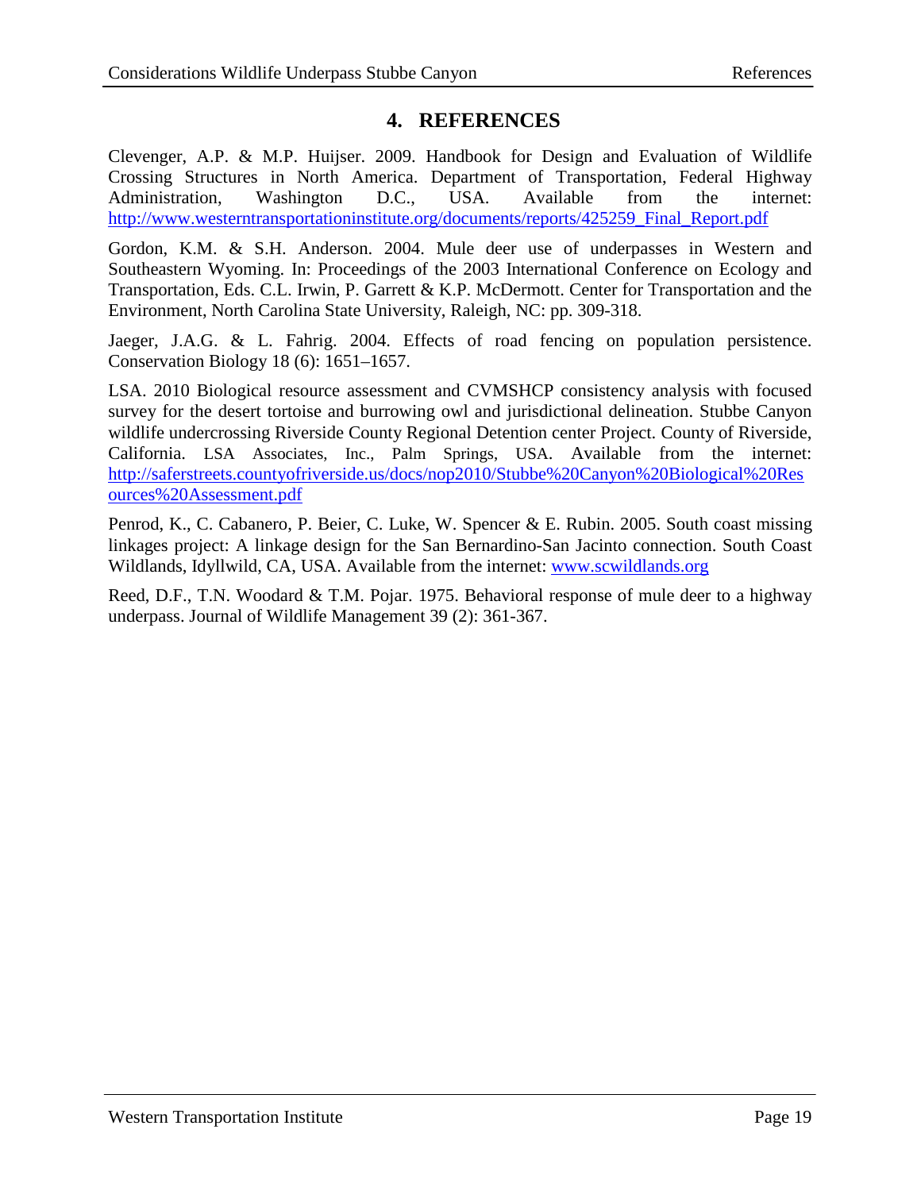# 4. REFERENCES

Clevenger, A.P. & M.P. Huijser. 2009. Handbook for Design and Evaluation of Wildlife Crossing Structures in North America. Department of Transportation, Federal Highway Administration, Washington D.C., USA. Available from the internet: http://www.westerntransportationinstitute.org/documents/reports/425259_Final_Report.pdf

Gordon, K.M. & S.H. Anderson. 2004. Mule deer use of underpasses in Western and Southeastern Wyoming. In: Proceedings of the 2003 International Conference on Ecology and Transportation, Eds. C.L. Irwin, P. Garrett & K.P. McDermott. Center for Transportation and the Environment, North Carolina State University, Raleigh, NC: pp. 309-318.

Jaeger, J.A.G. & L. Fahrig. 2004. Effects of road fencing on population persistence. Conservation Biology 18 (6): 1651–1657.

LSA. 2010 Biological resource assessment and CVMSHCP consistency analysis with focused survey for the desert tortoise and burrowing owl and jurisdictional delineation. Stubbe Canyon wildlife undercrossing Riverside County Regional Detention center Project. County of Riverside, California. LSA Associates, Inc., Palm Springs, USA. Available from the internet: http://saferstreets.countyofriverside.us/docs/nop2010/Stubbe%20Canyon%20Biological%20Resources%20Assessment.pdf

Penrod, K., C. Cabanero, P. Beier, C. Luke, W. Spencer & E. Rubin. 2005. South coast missing linkages project: A linkage design for the San Bernardino-San Jacinto connection. South Coast Wildlands, Idyllwild, CA, USA. Available from the internet: www.scwildlands.org

Reed, D.F., T.N. Woodard & T.M. Pojar. 1975. Behavioral response of mule deer to a highway underpass. Journal of Wildlife Management 39 (2): 361-367.